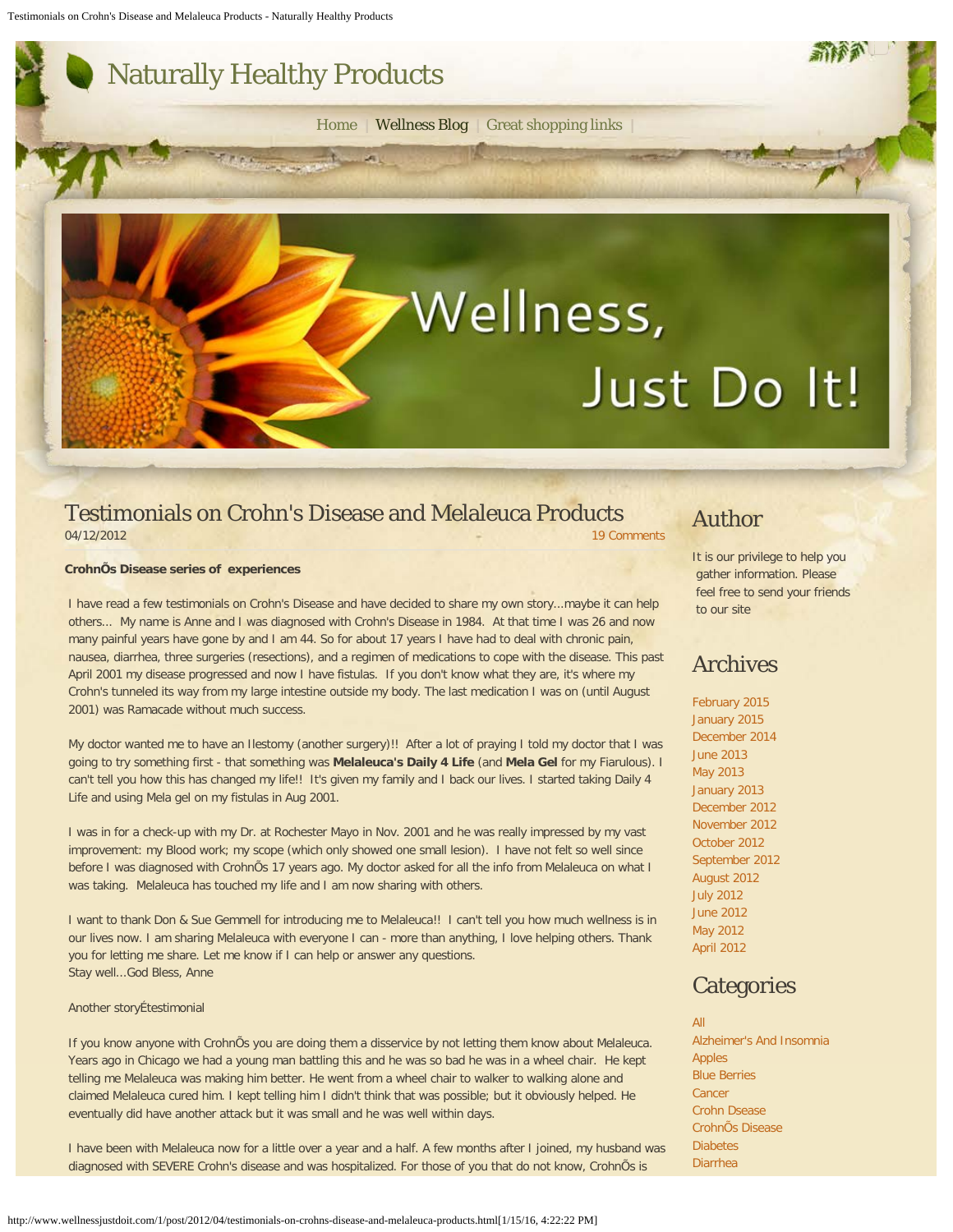# Naturally Healthy Products

Home | Wellness Blog | Great shopping links |

Wellness, Just Do It!

## Testimonials on Crohn's Disease and Melaleuca Products

04/12/2012

19 Comments

**CrohnÕs Disease series of experiences**

I have read a few testimonials on Crohn's Disease and have decided to share my own story...maybe it can help others... My name is Anne and I was diagnosed with Crohn's Disease in 1984. At that time I was 26 and now many painful years have gone by and I am 44. So for about 17 years I have had to deal with chronic pain, nausea, diarrhea, three surgeries (resections), and a regimen of medications to cope with the disease. This past April 2001 my disease progressed and now I have fistulas. If you don't know what they are, it's where my Crohn's tunneled its way from my large intestine outside my body. The last medication I was on (until August 2001) was Ramacade without much success.

My doctor wanted me to have an Ilestomy (another surgery)!! After a lot of praying I told my doctor that I was going to try something first - that something was **Melaleuca's Daily 4 Life** (and **Mela Gel** for my Fiarulous). I can't tell you how this has changed my life!! It's given my family and I back our lives. I started taking Daily 4 Life and using Mela gel on my fistulas in Aug 2001.

I was in for a check-up with my Dr. at Rochester Mayo in Nov. 2001 and he was really impressed by my vast improvement: my Blood work; my scope (which only showed one small lesion). I have not felt so well since before I was diagnosed with CrohnÕs 17 years ago. My doctor asked for all the info from Melaleuca on what I was taking. Melaleuca has touched my life and I am now sharing with others.

I want to thank Don & Sue Gemmell for introducing me to Melaleuca!! I can't tell you how much wellness is in our lives now. I am sharing Melaleuca with everyone I can - more than anything, I love helping others. Thank you for letting me share. Let me know if I can help or answer any questions.
Stay well...God Bless, Anne

Another storyÉtestimonial

If you know anyone with CrohnÕs you are doing them a disservice by not letting them know about Melaleuca. Years ago in Chicago we had a young man battling this and he was so bad he was in a wheel chair. He kept telling me Melaleuca was making him better. He went from a wheel chair to walker to walking alone and claimed Melaleuca cured him. I kept telling him I didn't think that was possible; but it obviously helped. He eventually did have another attack but it was small and he was well within days.

I have been with Melaleuca now for a little over a year and a half. A few months after I joined, my husband was diagnosed with SEVERE Crohn's disease and was hospitalized. For those of you that do not know, CrohnÕs is

## Author

It is our privilege to help you gather information. Please feel free to send your friends to our site

## Archives

February 2015
January 2015
December 2014
June 2013
May 2013
January 2013
December 2012
November 2012
October 2012
September 2012
August 2012
July 2012
June 2012
May 2012
April 2012

## Categories

All
Alzheimer's And Insomnia
Apples
Blue Berries
Cancer
Crohn Dsease
CrohnÕs Disease
Diabetes
Diarrhea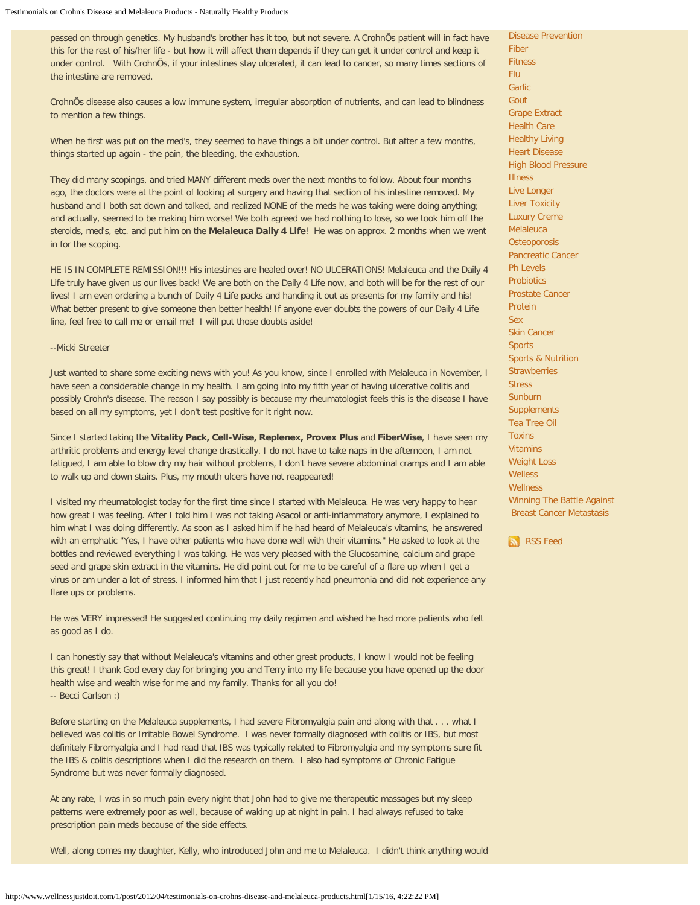passed on through genetics. My husband's brother has it too, but not severe. A CrohnÕs patient will in fact have this for the rest of his/her life - but how it will affect them depends if they can get it under control and keep it under control. With CrohnÕs, if your intestines stay ulcerated, it can lead to cancer, so many times sections of the intestine are removed.

CrohnÕs disease also causes a low immune system, irregular absorption of nutrients, and can lead to blindness to mention a few things.

When he first was put on the med's, they seemed to have things a bit under control. But after a few months, things started up again - the pain, the bleeding, the exhaustion.

They did many scopings, and tried MANY different meds over the next months to follow. About four months ago, the doctors were at the point of looking at surgery and having that section of his intestine removed. My husband and I both sat down and talked, and realized NONE of the meds he was taking were doing anything; and actually, seemed to be making him worse! We both agreed we had nothing to lose, so we took him off the steroids, med's, etc. and put him on the **Melaleuca Daily 4 Life**! He was on approx. 2 months when we went in for the scoping.

HE IS IN COMPLETE REMISSION!!! His intestines are healed over! NO ULCERATIONS! Melaleuca and the Daily 4 Life truly have given us our lives back! We are both on the Daily 4 Life now, and both will be for the rest of our lives! I am even ordering a bunch of Daily 4 Life packs and handing it out as presents for my family and his! What better present to give someone then better health! If anyone ever doubts the powers of our Daily 4 Life line, feel free to call me or email me! I will put those doubts aside!

--Micki Streeter

Just wanted to share some exciting news with you! As you know, since I enrolled with Melaleuca in November, I have seen a considerable change in my health. I am going into my fifth year of having ulcerative colitis and possibly Crohn's disease. The reason I say possibly is because my rheumatologist feels this is the disease I have based on all my symptoms, yet I don't test positive for it right now.

Since I started taking the **Vitality Pack, Cell-Wise, Replenex, Provex Plus** and **FiberWise**, I have seen my arthritic problems and energy level change drastically. I do not have to take naps in the afternoon, I am not fatigued, I am able to blow dry my hair without problems, I don't have severe abdominal cramps and I am able to walk up and down stairs. Plus, my mouth ulcers have not reappeared!

I visited my rheumatologist today for the first time since I started with Melaleuca. He was very happy to hear how great I was feeling. After I told him I was not taking Asacol or anti-inflammatory anymore, I explained to him what I was doing differently. As soon as I asked him if he had heard of Melaleuca's vitamins, he answered with an emphatic "Yes, I have other patients who have done well with their vitamins." He asked to look at the bottles and reviewed everything I was taking. He was very pleased with the Glucosamine, calcium and grape seed and grape skin extract in the vitamins. He did point out for me to be careful of a flare up when I get a virus or am under a lot of stress. I informed him that I just recently had pneumonia and did not experience any flare ups or problems.

He was VERY impressed! He suggested continuing my daily regimen and wished he had more patients who felt as good as I do.

I can honestly say that without Melaleuca's vitamins and other great products, I know I would not be feeling this great! I thank God every day for bringing you and Terry into my life because you have opened up the door health wise and wealth wise for me and my family. Thanks for all you do!
-- Becci Carlson :)

Before starting on the Melaleuca supplements, I had severe Fibromyalgia pain and along with that . . . what I believed was colitis or Irritable Bowel Syndrome. I was never formally diagnosed with colitis or IBS, but most definitely Fibromyalgia and I had read that IBS was typically related to Fibromyalgia and my symptoms sure fit the IBS & colitis descriptions when I did the research on them. I also had symptoms of Chronic Fatigue Syndrome but was never formally diagnosed.

At any rate, I was in so much pain every night that John had to give me therapeutic massages but my sleep patterns were extremely poor as well, because of waking up at night in pain. I had always refused to take prescription pain meds because of the side effects.

Well, along comes my daughter, Kelly, who introduced John and me to Melaleuca. I didn't think anything would

Disease Prevention
Fiber
Fitness
Flu
Garlic
Gout
Grape Extract
Health Care
Healthy Living
Heart Disease
High Blood Pressure
Illness
Live Longer
Liver Toxicity
Luxury Creme
Melaleuca
Osteoporosis
Pancreatic Cancer
Ph Levels
Probiotics
Prostate Cancer
Protein
Sex
Skin Cancer
Sports
Sports & Nutrition
Strawberries
Stress
Sunburn
Supplements
Tea Tree Oil
Toxins
Vitamins
Weight Loss
Welless
Wellness
Winning The Battle Against Breast Cancer Metastasis

RSS Feed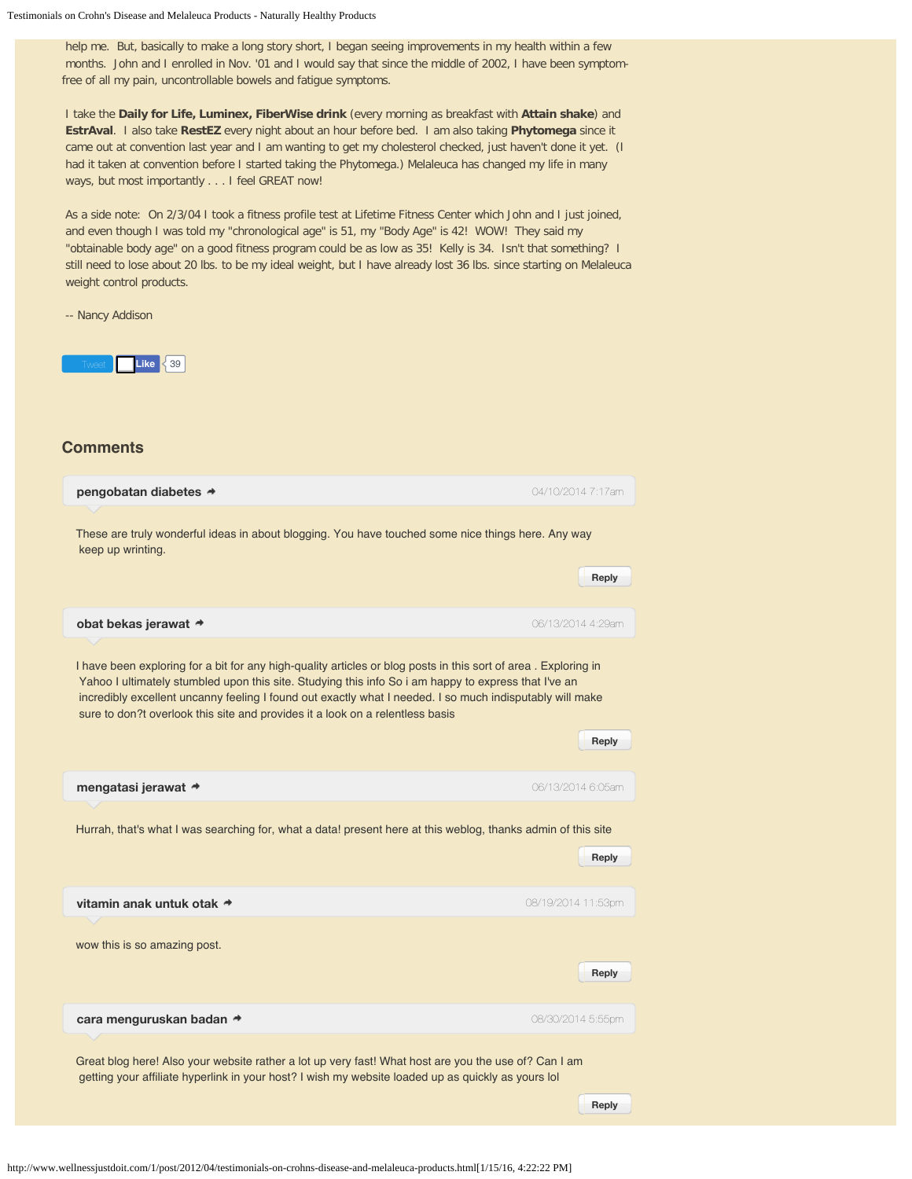help me. But, basically to make a long story short, I began seeing improvements in my health within a few months. John and I enrolled in Nov. '01 and I would say that since the middle of 2002, I have been symptom-free of all my pain, uncontrollable bowels and fatigue symptoms.

I take the **Daily for Life, Luminex, FiberWise drink** (every morning as breakfast with **Attain shake**) and **EstrAval**. I also take **RestEZ** every night about an hour before bed. I am also taking **Phytomega** since it came out at convention last year and I am wanting to get my cholesterol checked, just haven't done it yet. (I had it taken at convention before I started taking the Phytomega.) Melaleuca has changed my life in many ways, but most importantly . . . I feel GREAT now!

As a side note: On 2/3/04 I took a fitness profile test at Lifetime Fitness Center which John and I just joined, and even though I was told my "chronological age" is 51, my "Body Age" is 42! WOW! They said my "obtainable body age" on a good fitness program could be as low as 35! Kelly is 34. Isn't that something? I still need to lose about 20 lbs. to be my ideal weight, but I have already lost 36 lbs. since starting on Melaleuca weight control products.

-- Nancy Addison

Tweet Like 39

## Comments

**pengobatan diabetes** 04/10/2014 7:17am

These are truly wonderful ideas in about blogging. You have touched some nice things here. Any way keep up wrinting.

Reply

**obat bekas jerawat** 06/13/2014 4:29am

I have been exploring for a bit for any high-quality articles or blog posts in this sort of area . Exploring in Yahoo I ultimately stumbled upon this site. Studying this info So i am happy to express that I've an incredibly excellent uncanny feeling I found out exactly what I needed. I so much indisputably will make sure to don?t overlook this site and provides it a look on a relentless basis

Reply

**mengatasi jerawat** 06/13/2014 6:05am

Hurrah, that's what I was searching for, what a data! present here at this weblog, thanks admin of this site

Reply

**vitamin anak untuk otak** 08/19/2014 11:53pm

wow this is so amazing post.

Reply

**cara menguruskan badan** 08/30/2014 5:55pm

Great blog here! Also your website rather a lot up very fast! What host are you the use of? Can I am getting your affiliate hyperlink in your host? I wish my website loaded up as quickly as yours lol

Reply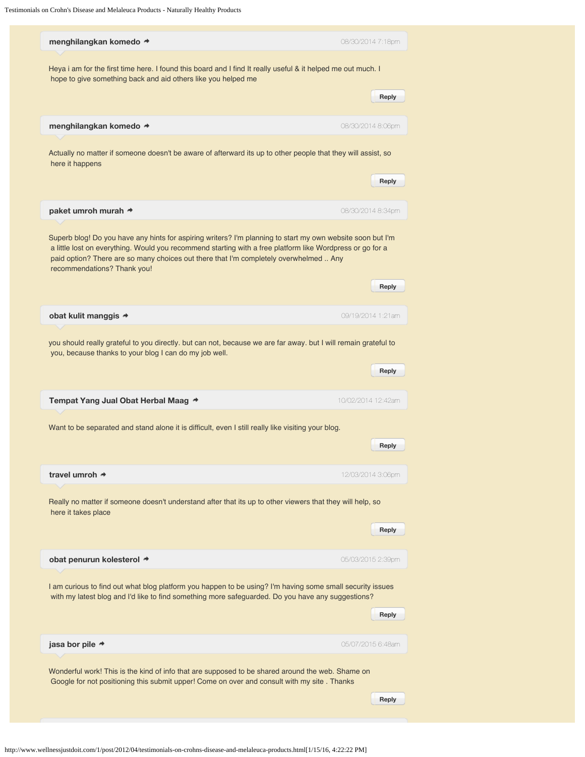**menghilangkan komedo** 08/30/2014 7:18pm

Heya i am for the first time here. I found this board and I find It really useful & it helped me out much. I hope to give something back and aid others like you helped me

Reply

**menghilangkan komedo** 08/30/2014 8:06pm

Actually no matter if someone doesn't be aware of afterward its up to other people that they will assist, so here it happens

Reply

**paket umroh murah** 08/30/2014 8:34pm

Superb blog! Do you have any hints for aspiring writers? I'm planning to start my own website soon but I'm a little lost on everything. Would you recommend starting with a free platform like Wordpress or go for a paid option? There are so many choices out there that I'm completely overwhelmed .. Any recommendations? Thank you!

Reply

**obat kulit manggis** 09/19/2014 1:21am

you should really grateful to you directly. but can not, because we are far away. but I will remain grateful to you, because thanks to your blog I can do my job well.

Reply

**Tempat Yang Jual Obat Herbal Maag** 10/02/2014 12:42am

Want to be separated and stand alone it is difficult, even I still really like visiting your blog.

Reply

**travel umroh** 12/03/2014 3:06pm

Really no matter if someone doesn't understand after that its up to other viewers that they will help, so here it takes place

Reply

**obat penurun kolesterol** 05/03/2015 2:39pm

I am curious to find out what blog platform you happen to be using? I'm having some small security issues with my latest blog and I'd like to find something more safeguarded. Do you have any suggestions?

Reply

**jasa bor pile** 05/07/2015 6:48am

Wonderful work! This is the kind of info that are supposed to be shared around the web. Shame on Google for not positioning this submit upper! Come on over and consult with my site . Thanks

Reply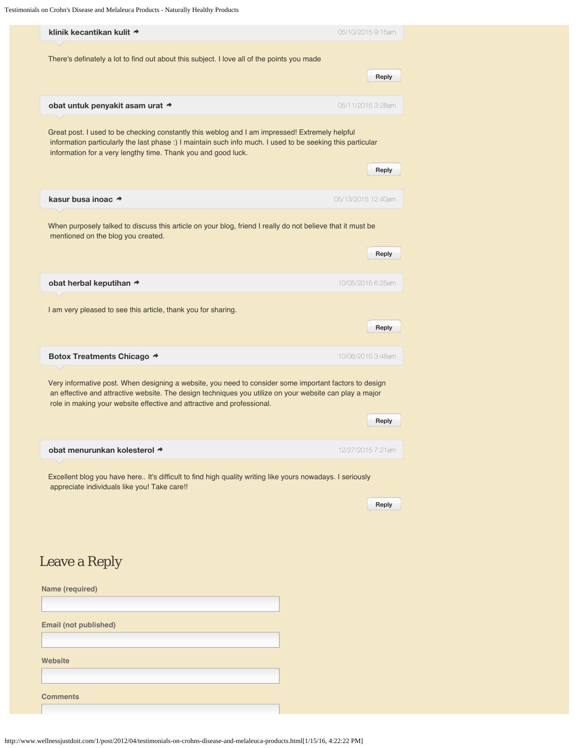**klinik kecantikan kulit** ➜ 05/10/2015 9:15am

There's definately a lot to find out about this subject. I love all of the points you made

Reply

**obat untuk penyakit asam urat** ➜ 05/11/2015 3:28am

Great post. I used to be checking constantly this weblog and I am impressed! Extremely helpful information particularly the last phase :) I maintain such info much. I used to be seeking this particular information for a very lengthy time. Thank you and good luck.

Reply

**kasur busa inoac** ➜ 05/13/2015 12:40am

When purposely talked to discuss this article on your blog, friend I really do not believe that it must be mentioned on the blog you created.

Reply

**obat herbal keputihan** ➜ 10/05/2015 6:25am

I am very pleased to see this article, thank you for sharing.

Reply

**Botox Treatments Chicago** ➜ 10/06/2015 3:48am

Very informative post. When designing a website, you need to consider some important factors to design an effective and attractive website. The design techniques you utilize on your website can play a major role in making your website effective and attractive and professional.

Reply

**obat menurunkan kolesterol** ➜ 12/27/2015 7:21am

Excellent blog you have here.. It's difficult to find high quality writing like yours nowadays. I seriously appreciate individuals like you! Take care!!

Reply

# Leave a Reply

**Name (required)**

**Email (not published)**

**Website**

**Comments**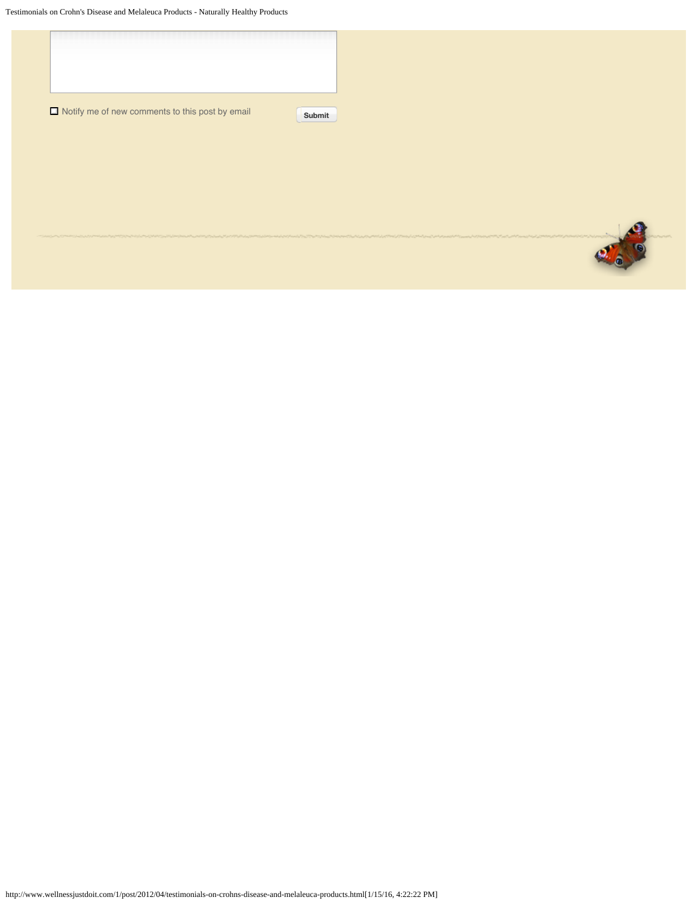☐ Notify me of new comments to this post by email

Submit